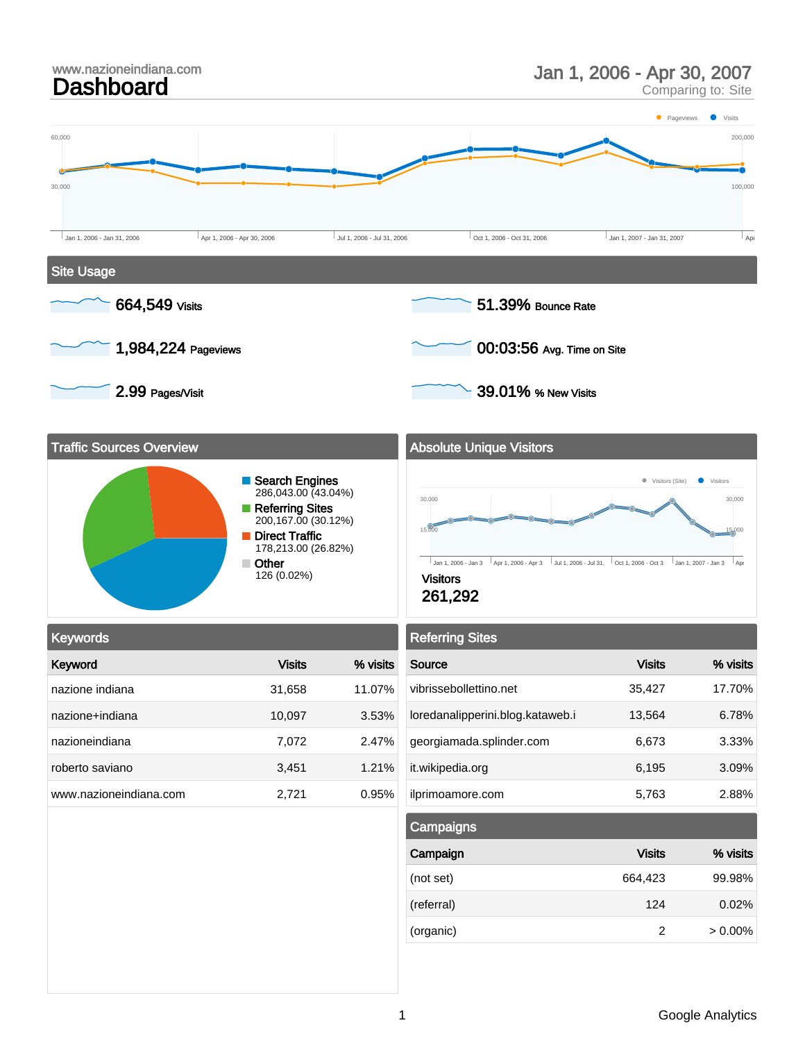www.nazioneindiana.com

# Dashboard

Jan 1, 2006 - Apr 30, 2007
Comparing to: Site

## Site Usage

- **664,549** Visits
- **1,984,224** Pageviews
- **2.99** Pages/Visit
- **51.39%** Bounce Rate
- **00:03:56** Avg. Time on Site
- **39.01%** % New Visits

## Traffic Sources Overview

- **Search Engines** 286,043.00 (43.04%)
- **Referring Sites** 200,167.00 (30.12%)
- **Direct Traffic** 178,213.00 (26.82%)
- **Other** 126 (0.02%)

## Absolute Unique Visitors

Visitors
**261,292**

## Keywords

| Keyword | Visits | % visits |
|---|---|---|
| nazione indiana | 31,658 | 11.07% |
| nazione+indiana | 10,097 | 3.53% |
| nazioneindiana | 7,072 | 2.47% |
| roberto saviano | 3,451 | 1.21% |
| www.nazioneindiana.com | 2,721 | 0.95% |

## Referring Sites

| Source | Visits | % visits |
|---|---|---|
| vibrissebollettino.net | 35,427 | 17.70% |
| loredanalipperini.blog.kataweb.i | 13,564 | 6.78% |
| georgiamada.splinder.com | 6,673 | 3.33% |
| it.wikipedia.org | 6,195 | 3.09% |
| ilprimoamore.com | 5,763 | 2.88% |

## Campaigns

| Campaign | Visits | % visits |
|---|---|---|
| (not set) | 664,423 | 99.98% |
| (referral) | 124 | 0.02% |
| (organic) | 2 | > 0.00% |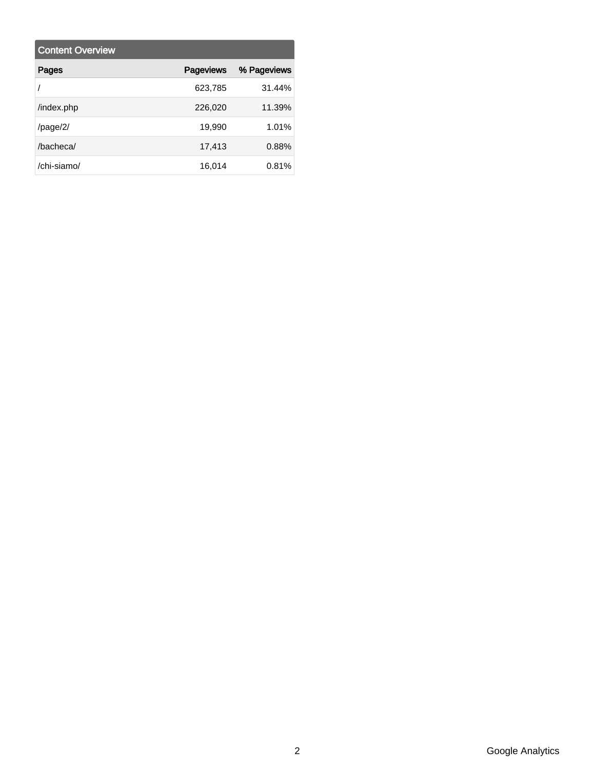## Content Overview

| Pages | Pageviews | % Pageviews |
|---|---|---|
| / | 623,785 | 31.44% |
| /index.php | 226,020 | 11.39% |
| /page/2/ | 19,990 | 1.01% |
| /bacheca/ | 17,413 | 0.88% |
| /chi-siamo/ | 16,014 | 0.81% |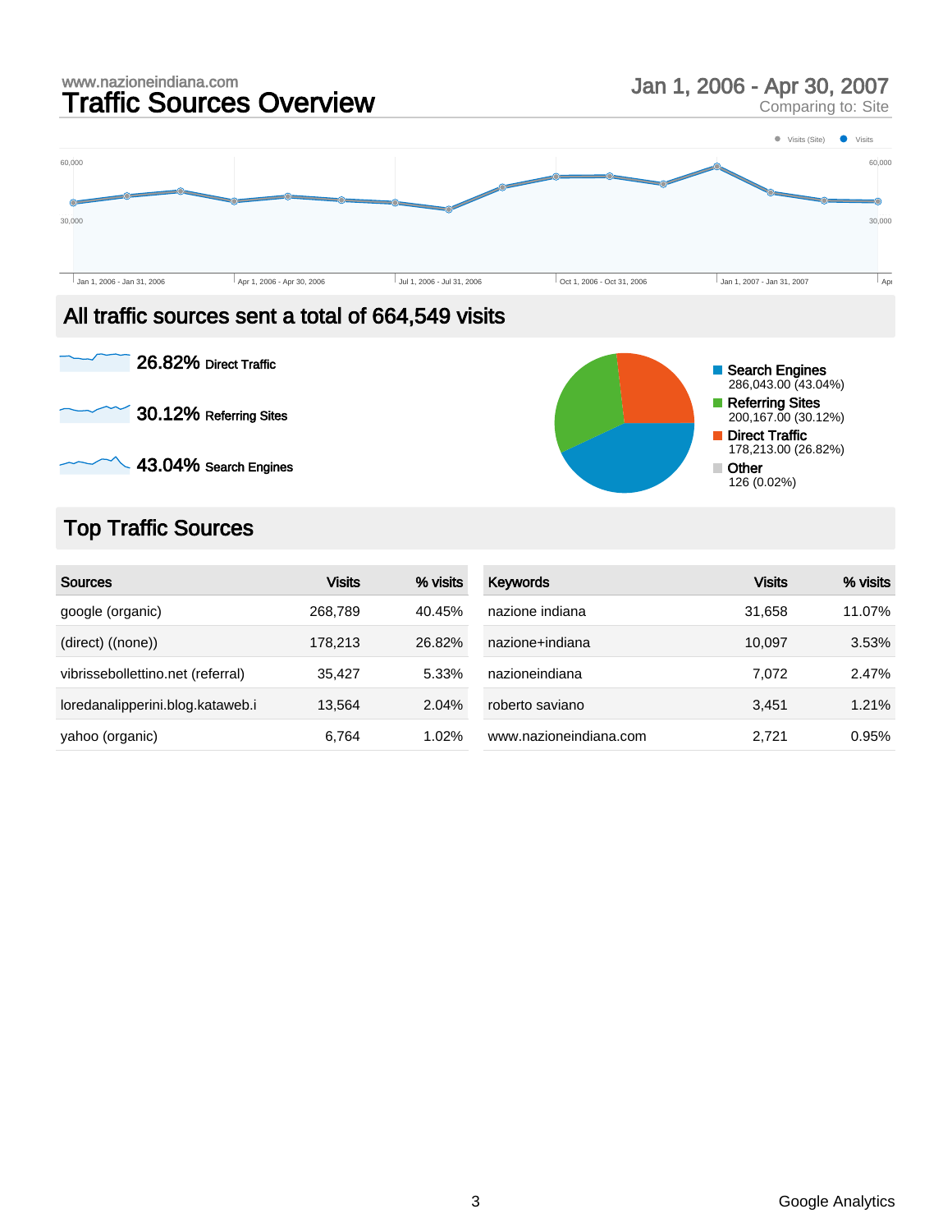www.nazioneindiana.com

# Traffic Sources Overview

Jan 1, 2006 - Apr 30, 2007
Comparing to: Site

Visits (Site) Visits

60,000

30,000

Jan 1, 2006 - Jan 31, 2006 | Apr 1, 2006 - Apr 30, 2006 | Jul 1, 2006 - Jul 31, 2006 | Oct 1, 2006 - Oct 31, 2006 | Jan 1, 2007 - Jan 31, 2007 | Apr

## All traffic sources sent a total of 664,549 visits

**26.82%** Direct Traffic

**30.12%** Referring Sites

**43.04%** Search Engines

- Search Engines: 286,043.00 (43.04%)
- Referring Sites: 200,167.00 (30.12%)
- Direct Traffic: 178,213.00 (26.82%)
- Other: 126 (0.02%)

## Top Traffic Sources

| Sources | Visits | % visits |
|---|---|---|
| google (organic) | 268,789 | 40.45% |
| (direct) ((none)) | 178,213 | 26.82% |
| vibrissebollettino.net (referral) | 35,427 | 5.33% |
| loredanalipperini.blog.kataweb.i | 13,564 | 2.04% |
| yahoo (organic) | 6,764 | 1.02% |

| Keywords | Visits | % visits |
|---|---|---|
| nazione indiana | 31,658 | 11.07% |
| nazione+indiana | 10,097 | 3.53% |
| nazioneindiana | 7,072 | 2.47% |
| roberto saviano | 3,451 | 1.21% |
| www.nazioneindiana.com | 2,721 | 0.95% |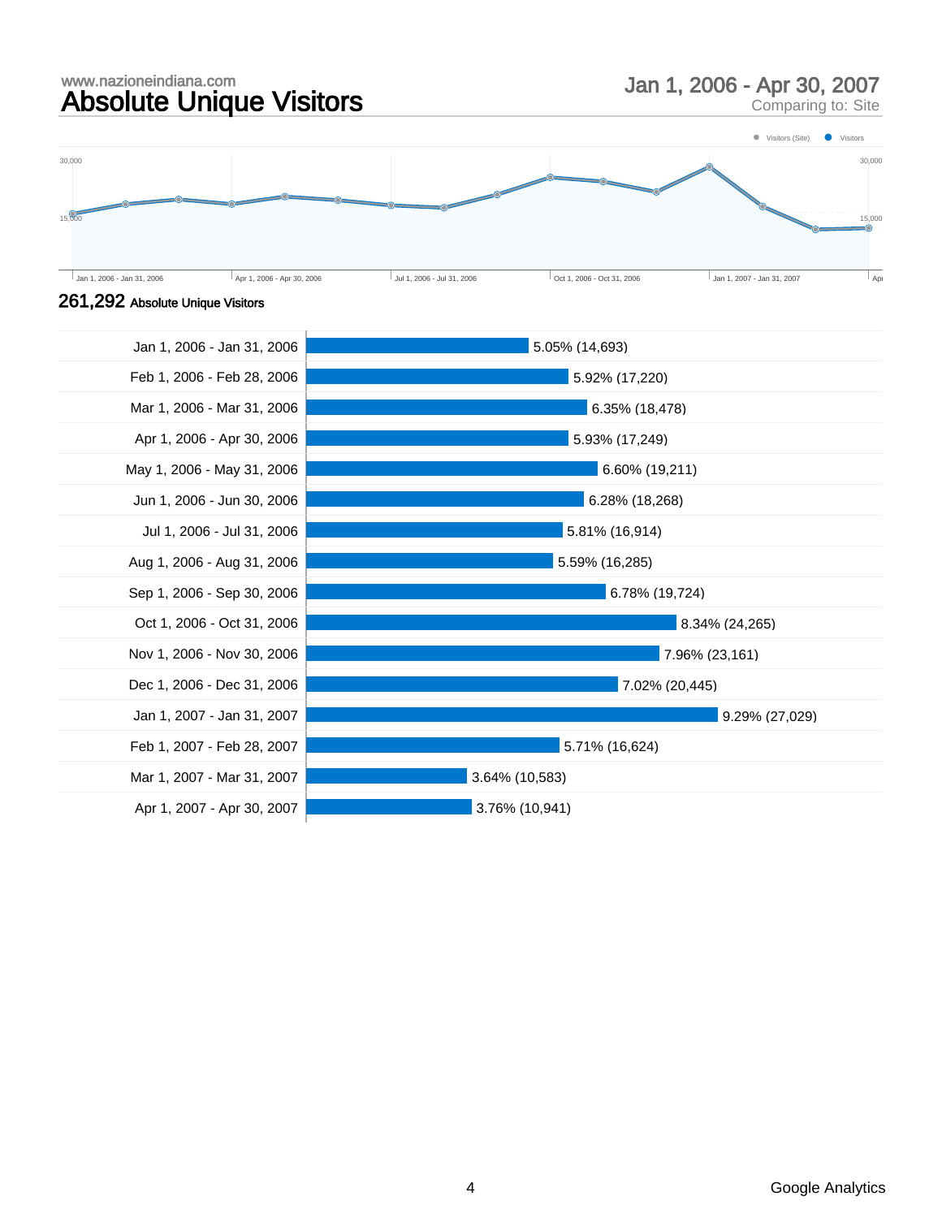www.nazioneindiana.com

# Absolute Unique Visitors

## Jan 1, 2006 - Apr 30, 2007

Comparing to: Site

**261,292** Absolute Unique Visitors

| Period | Percentage (Visitors) |
|---|---|
| Jan 1, 2006 - Jan 31, 2006 | 5.05% (14,693) |
| Feb 1, 2006 - Feb 28, 2006 | 5.92% (17,220) |
| Mar 1, 2006 - Mar 31, 2006 | 6.35% (18,478) |
| Apr 1, 2006 - Apr 30, 2006 | 5.93% (17,249) |
| May 1, 2006 - May 31, 2006 | 6.60% (19,211) |
| Jun 1, 2006 - Jun 30, 2006 | 6.28% (18,268) |
| Jul 1, 2006 - Jul 31, 2006 | 5.81% (16,914) |
| Aug 1, 2006 - Aug 31, 2006 | 5.59% (16,285) |
| Sep 1, 2006 - Sep 30, 2006 | 6.78% (19,724) |
| Oct 1, 2006 - Oct 31, 2006 | 8.34% (24,265) |
| Nov 1, 2006 - Nov 30, 2006 | 7.96% (23,161) |
| Dec 1, 2006 - Dec 31, 2006 | 7.02% (20,445) |
| Jan 1, 2007 - Jan 31, 2007 | 9.29% (27,029) |
| Feb 1, 2007 - Feb 28, 2007 | 5.71% (16,624) |
| Mar 1, 2007 - Mar 31, 2007 | 3.64% (10,583) |
| Apr 1, 2007 - Apr 30, 2007 | 3.76% (10,941) |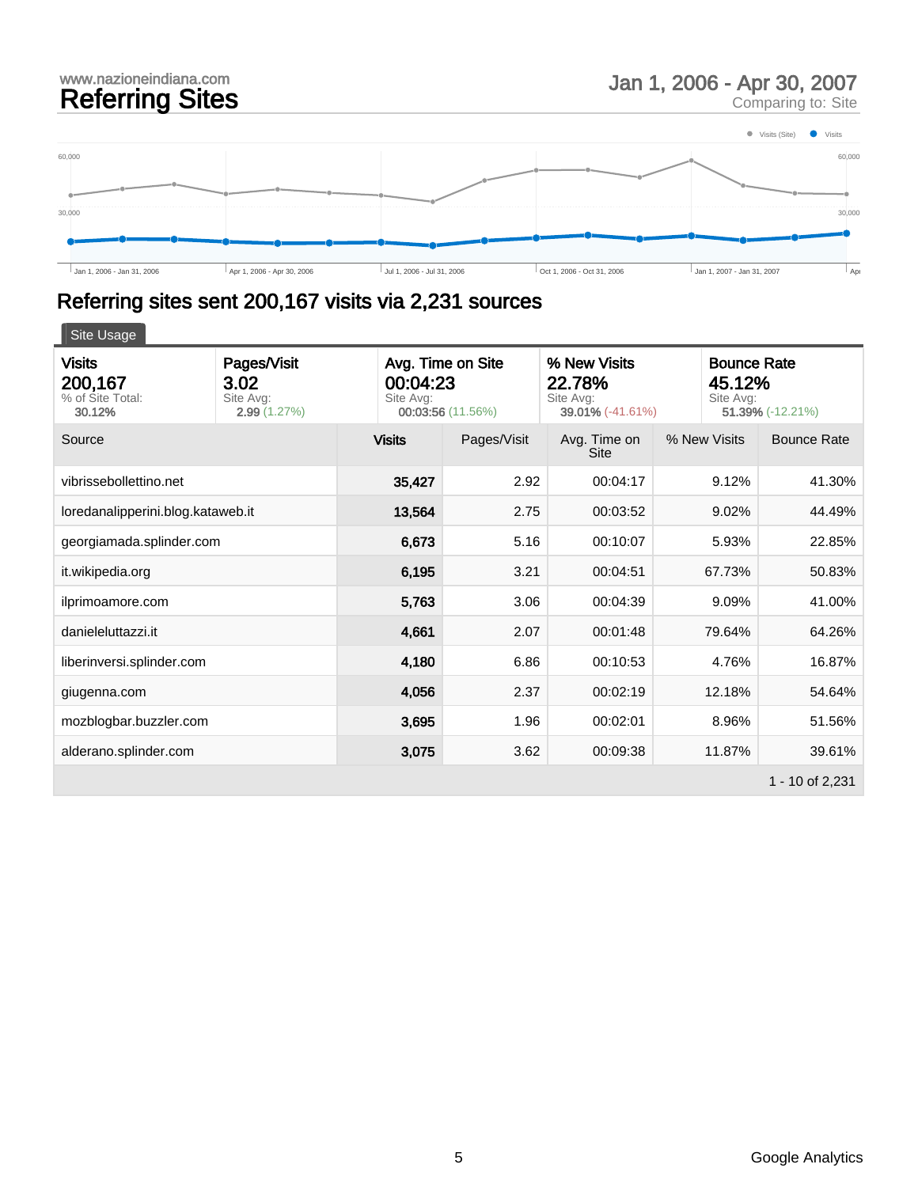www.nazioneindiana.com

# Referring Sites

Jan 1, 2006 - Apr 30, 2007
Comparing to: Site

● Visits (Site) ● Visits

60,000 60,000

30,000 30,000

Jan 1, 2006 - Jan 31, 2006 | Apr 1, 2006 - Apr 30, 2006 | Jul 1, 2006 - Jul 31, 2006 | Oct 1, 2006 - Oct 31, 2006 | Jan 1, 2007 - Jan 31, 2007 | Apr

## Referring sites sent 200,167 visits via 2,231 sources

Site Usage

| Visits | Pages/Visit | Avg. Time on Site | % New Visits | Bounce Rate |
|---|---|---|---|---|
| **200,167** | **3.02** | **00:04:23** | **22.78%** | **45.12%** |
| % of Site Total: **30.12%** | Site Avg: **2.99** (1.27%) | Site Avg: **00:03:56** (11.56%) | Site Avg: **39.01%** (-41.61%) | Site Avg: **51.39%** (-12.21%) |

| Source | Visits | Pages/Visit | Avg. Time on Site | % New Visits | Bounce Rate |
|---|---|---|---|---|---|
| vibrissebollettino.net | 35,427 | 2.92 | 00:04:17 | 9.12% | 41.30% |
| loredanalipperini.blog.kataweb.it | 13,564 | 2.75 | 00:03:52 | 9.02% | 44.49% |
| georgiamada.splinder.com | 6,673 | 5.16 | 00:10:07 | 5.93% | 22.85% |
| it.wikipedia.org | 6,195 | 3.21 | 00:04:51 | 67.73% | 50.83% |
| ilprimoamore.com | 5,763 | 3.06 | 00:04:39 | 9.09% | 41.00% |
| danieleluttazzi.it | 4,661 | 2.07 | 00:01:48 | 79.64% | 64.26% |
| liberinversi.splinder.com | 4,180 | 6.86 | 00:10:53 | 4.76% | 16.87% |
| giugenna.com | 4,056 | 2.37 | 00:02:19 | 12.18% | 54.64% |
| mozblogbar.buzzler.com | 3,695 | 1.96 | 00:02:01 | 8.96% | 51.56% |
| alderano.splinder.com | 3,075 | 3.62 | 00:09:38 | 11.87% | 39.61% |

1 - 10 of 2,231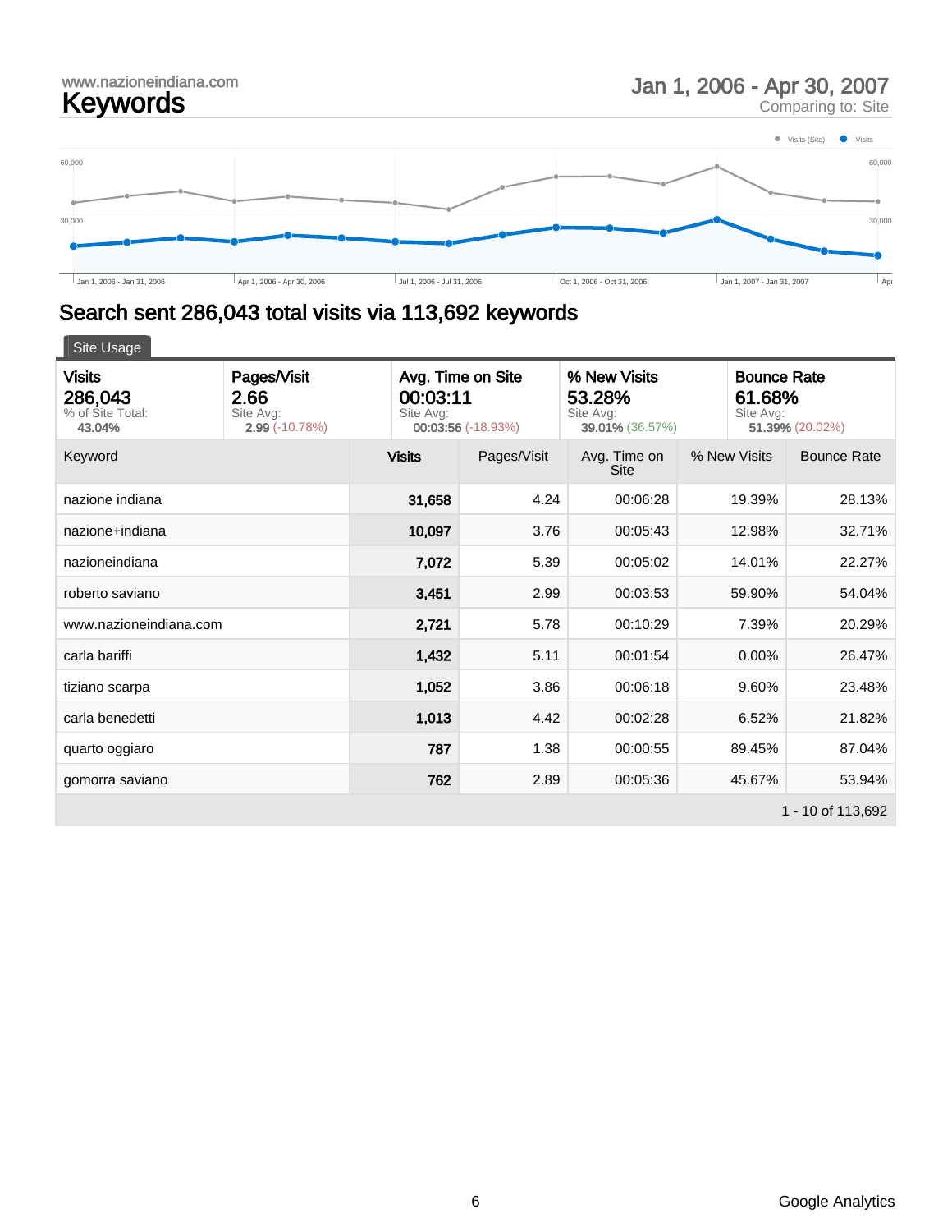www.nazioneindiana.com

# Keywords

Jan 1, 2006 - Apr 30, 2007
Comparing to: Site

Visits (Site) ● Visits

60,000 / 30,000

Jan 1, 2006 - Jan 31, 2006 | Apr 1, 2006 - Apr 30, 2006 | Jul 1, 2006 - Jul 31, 2006 | Oct 1, 2006 - Oct 31, 2006 | Jan 1, 2007 - Jan 31, 2007 | Apr

## Search sent 286,043 total visits via 113,692 keywords

Site Usage

| Visits | Pages/Visit | Avg. Time on Site | % New Visits | Bounce Rate |
|---|---|---|---|---|
| 286,043 | 2.66 | 00:03:11 | 53.28% | 61.68% |
| % of Site Total: **43.04%** | Site Avg: **2.99** (-10.78%) | Site Avg: **00:03:56** (-18.93%) | Site Avg: **39.01%** (36.57%) | Site Avg: **51.39%** (20.02%) |

| Keyword | Visits | Pages/Visit | Avg. Time on Site | % New Visits | Bounce Rate |
|---|---|---|---|---|---|
| nazione indiana | 31,658 | 4.24 | 00:06:28 | 19.39% | 28.13% |
| nazione+indiana | 10,097 | 3.76 | 00:05:43 | 12.98% | 32.71% |
| nazioneindiana | 7,072 | 5.39 | 00:05:02 | 14.01% | 22.27% |
| roberto saviano | 3,451 | 2.99 | 00:03:53 | 59.90% | 54.04% |
| www.nazioneindiana.com | 2,721 | 5.78 | 00:10:29 | 7.39% | 20.29% |
| carla bariffi | 1,432 | 5.11 | 00:01:54 | 0.00% | 26.47% |
| tiziano scarpa | 1,052 | 3.86 | 00:06:18 | 9.60% | 23.48% |
| carla benedetti | 1,013 | 4.42 | 00:02:28 | 6.52% | 21.82% |
| quarto oggiaro | 787 | 1.38 | 00:00:55 | 89.45% | 87.04% |
| gomorra saviano | 762 | 2.89 | 00:05:36 | 45.67% | 53.94% |

1 - 10 of 113,692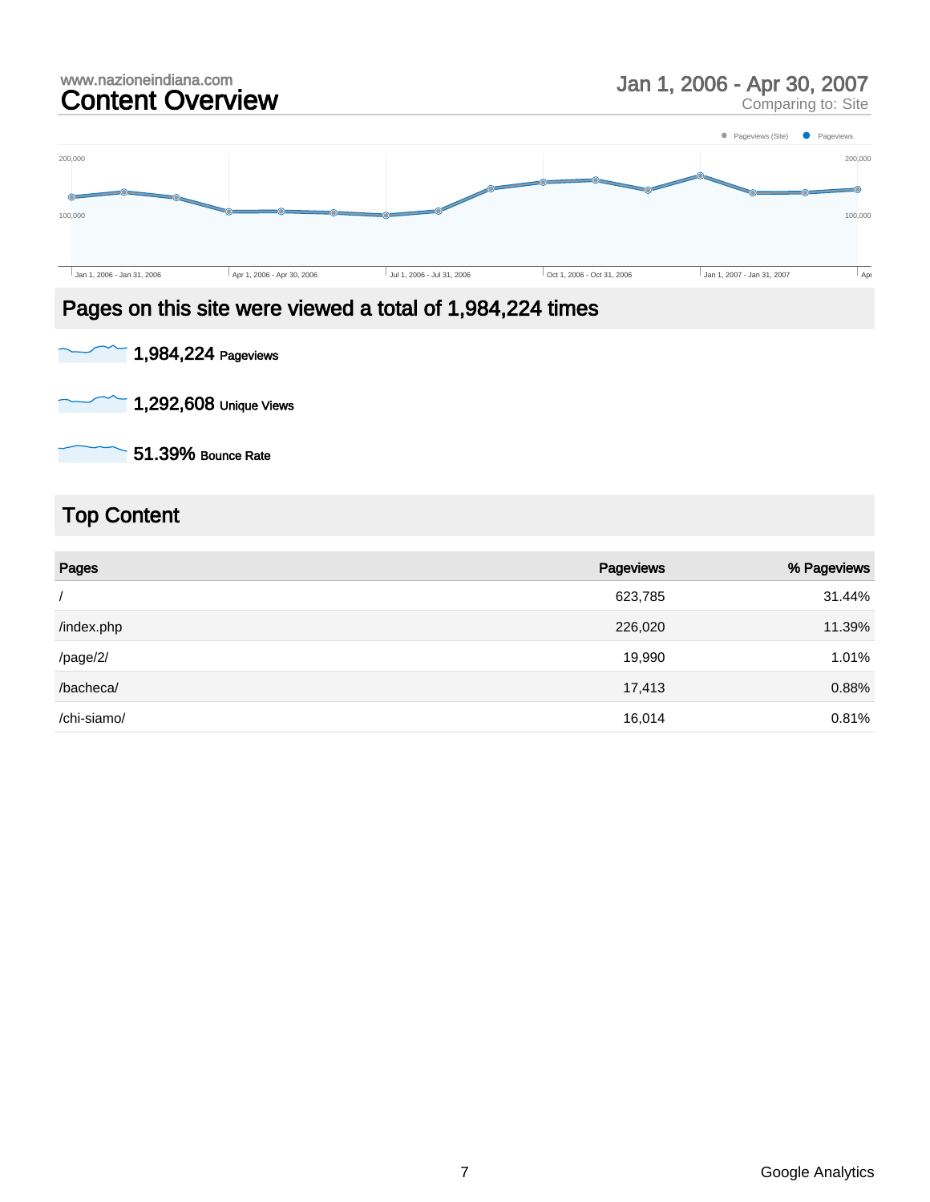www.nazioneindiana.com

# Content Overview

**Jan 1, 2006 - Apr 30, 2007**
Comparing to: Site

## Pages on this site were viewed a total of 1,984,224 times

**1,984,224** Pageviews

**1,292,608** Unique Views

**51.39%** Bounce Rate

## Top Content

| Pages | Pageviews | % Pageviews |
|---|---|---|
| / | 623,785 | 31.44% |
| /index.php | 226,020 | 11.39% |
| /page/2/ | 19,990 | 1.01% |
| /bacheca/ | 17,413 | 0.88% |
| /chi-siamo/ | 16,014 | 0.81% |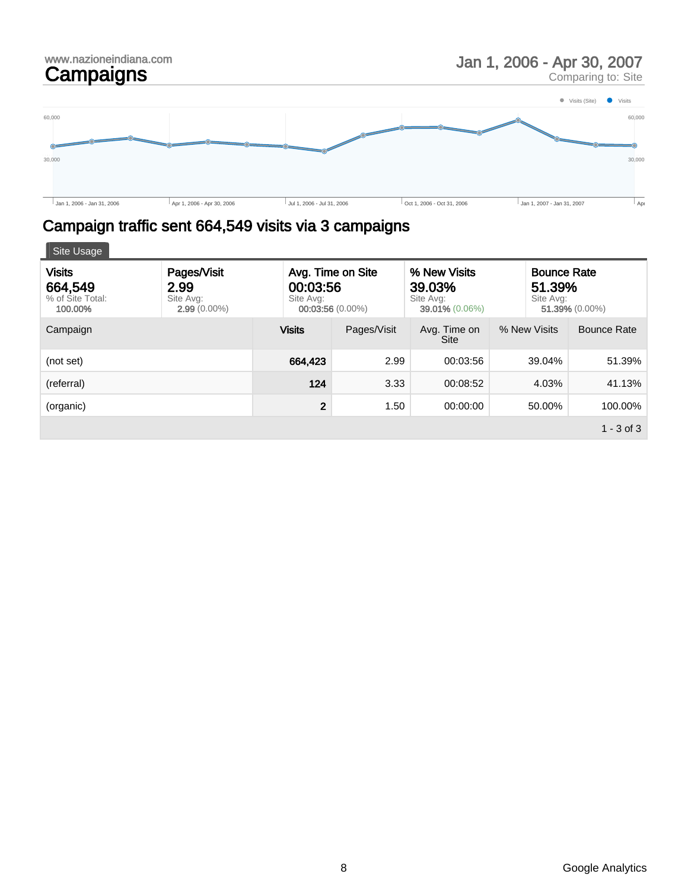www.nazioneindiana.com

# Campaigns

Jan 1, 2006 - Apr 30, 2007
Comparing to: Site

Visits (Site) Visits

60,000
30,000
60,000
30,000

Jan 1, 2006 - Jan 31, 2006
Apr 1, 2006 - Apr 30, 2006
Jul 1, 2006 - Jul 31, 2006
Oct 1, 2006 - Oct 31, 2006
Jan 1, 2007 - Jan 31, 2007
Apr

## Campaign traffic sent 664,549 visits via 3 campaigns

Site Usage

| Visits | Pages/Visit | Avg. Time on Site | % New Visits | Bounce Rate |
|---|---|---|---|---|
| 664,549<br>% of Site Total:<br>100.00% | 2.99<br>Site Avg:<br>2.99 (0.00%) | 00:03:56<br>Site Avg:<br>00:03:56 (0.00%) | 39.03%<br>Site Avg:<br>39.01% (0.06%) | 51.39%<br>Site Avg:<br>51.39% (0.00%) |

| Campaign | Visits | Pages/Visit | Avg. Time on Site | % New Visits | Bounce Rate |
|---|---|---|---|---|---|
| (not set) | 664,423 | 2.99 | 00:03:56 | 39.04% | 51.39% |
| (referral) | 124 | 3.33 | 00:08:52 | 4.03% | 41.13% |
| (organic) | 2 | 1.50 | 00:00:00 | 50.00% | 100.00% |

1 - 3 of 3